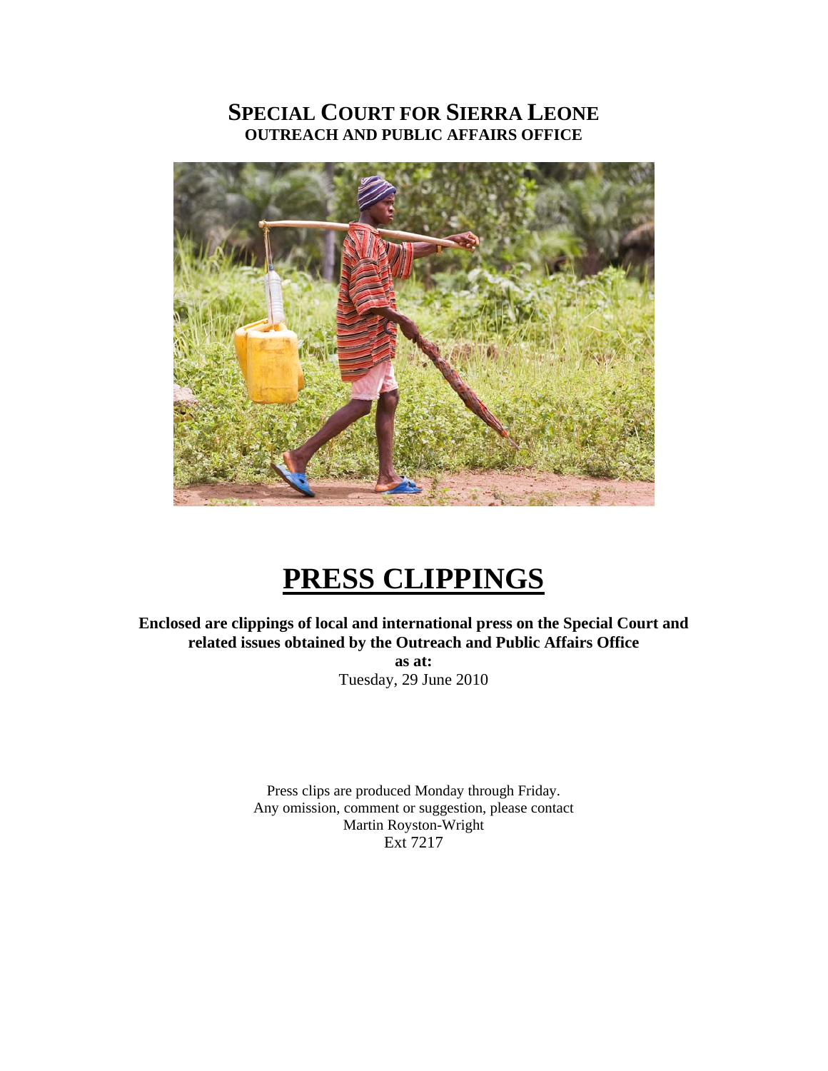# SPECIAL COURT FOR SIERRA LEONE
## OUTREACH AND PUBLIC AFFAIRS OFFICE

# PRESS CLIPPINGS

**Enclosed are clippings of local and international press on the Special Court and related issues obtained by the Outreach and Public Affairs Office**

**as at:**

Tuesday, 29 June 2010

Press clips are produced Monday through Friday.
Any omission, comment or suggestion, please contact
Martin Royston-Wright
Ext 7217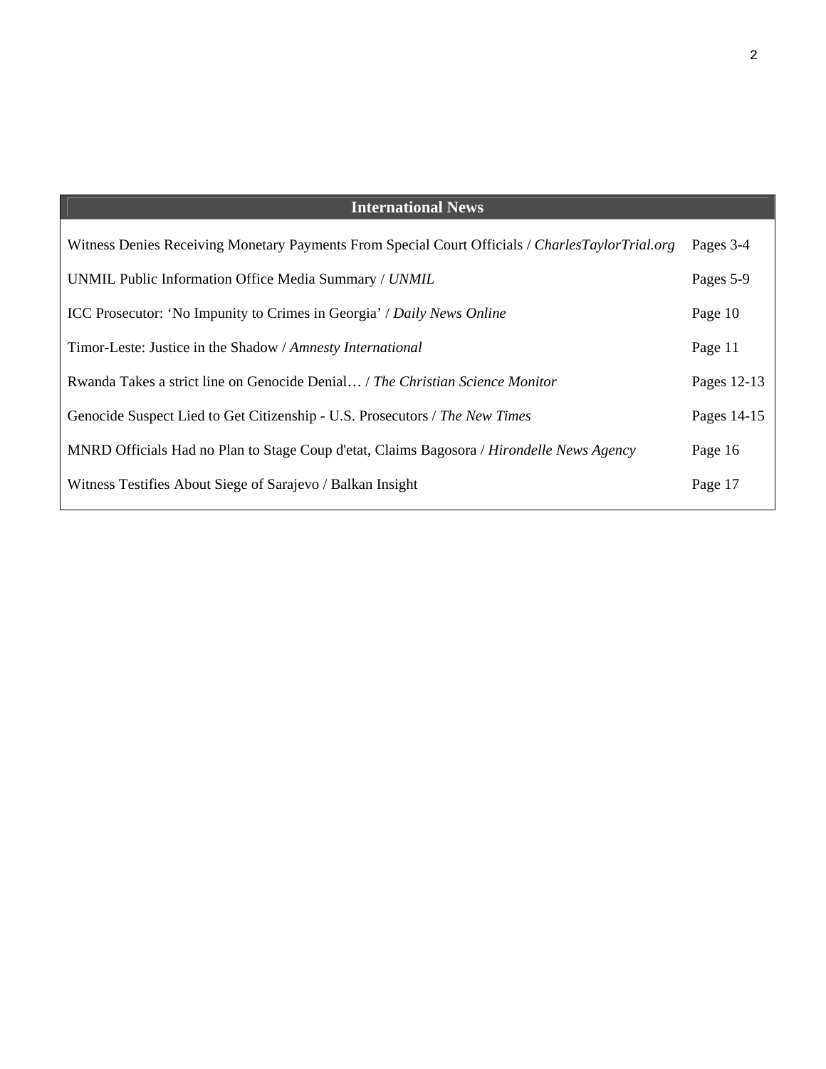| International News | |
|---|---|
| Witness Denies Receiving Monetary Payments From Special Court Officials / *CharlesTaylorTrial.org* | Pages 3-4 |
| UNMIL Public Information Office Media Summary / *UNMIL* | Pages 5-9 |
| ICC Prosecutor: 'No Impunity to Crimes in Georgia' / *Daily News Online* | Page 10 |
| Timor-Leste: Justice in the Shadow / *Amnesty International* | Page 11 |
| Rwanda Takes a strict line on Genocide Denial… / *The Christian Science Monitor* | Pages 12-13 |
| Genocide Suspect Lied to Get Citizenship - U.S. Prosecutors / *The New Times* | Pages 14-15 |
| MNRD Officials Had no Plan to Stage Coup d'etat, Claims Bagosora / *Hirondelle News Agency* | Page 16 |
| Witness Testifies About Siege of Sarajevo / Balkan Insight | Page 17 |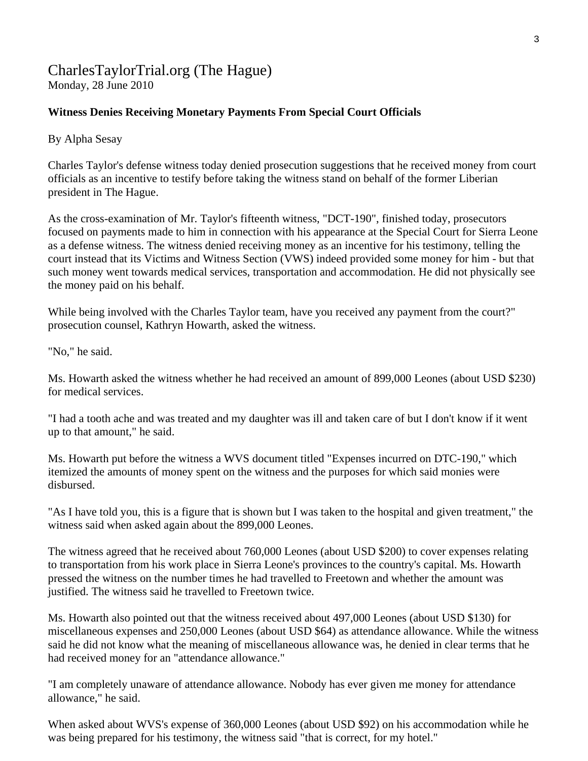CharlesTaylorTrial.org (The Hague)
Monday, 28 June 2010

**Witness Denies Receiving Monetary Payments From Special Court Officials**

By Alpha Sesay

Charles Taylor's defense witness today denied prosecution suggestions that he received money from court officials as an incentive to testify before taking the witness stand on behalf of the former Liberian president in The Hague.

As the cross-examination of Mr. Taylor's fifteenth witness, "DCT-190", finished today, prosecutors focused on payments made to him in connection with his appearance at the Special Court for Sierra Leone as a defense witness. The witness denied receiving money as an incentive for his testimony, telling the court instead that its Victims and Witness Section (VWS) indeed provided some money for him - but that such money went towards medical services, transportation and accommodation. He did not physically see the money paid on his behalf.

While being involved with the Charles Taylor team, have you received any payment from the court?" prosecution counsel, Kathryn Howarth, asked the witness.

"No," he said.

Ms. Howarth asked the witness whether he had received an amount of 899,000 Leones (about USD $230) for medical services.

"I had a tooth ache and was treated and my daughter was ill and taken care of but I don't know if it went up to that amount," he said.

Ms. Howarth put before the witness a WVS document titled "Expenses incurred on DTC-190," which itemized the amounts of money spent on the witness and the purposes for which said monies were disbursed.

"As I have told you, this is a figure that is shown but I was taken to the hospital and given treatment," the witness said when asked again about the 899,000 Leones.

The witness agreed that he received about 760,000 Leones (about USD $200) to cover expenses relating to transportation from his work place in Sierra Leone's provinces to the country's capital. Ms. Howarth pressed the witness on the number times he had travelled to Freetown and whether the amount was justified. The witness said he travelled to Freetown twice.

Ms. Howarth also pointed out that the witness received about 497,000 Leones (about USD $130) for miscellaneous expenses and 250,000 Leones (about USD $64) as attendance allowance. While the witness said he did not know what the meaning of miscellaneous allowance was, he denied in clear terms that he had received money for an "attendance allowance."

"I am completely unaware of attendance allowance. Nobody has ever given me money for attendance allowance," he said.

When asked about WVS's expense of 360,000 Leones (about USD $92) on his accommodation while he was being prepared for his testimony, the witness said "that is correct, for my hotel."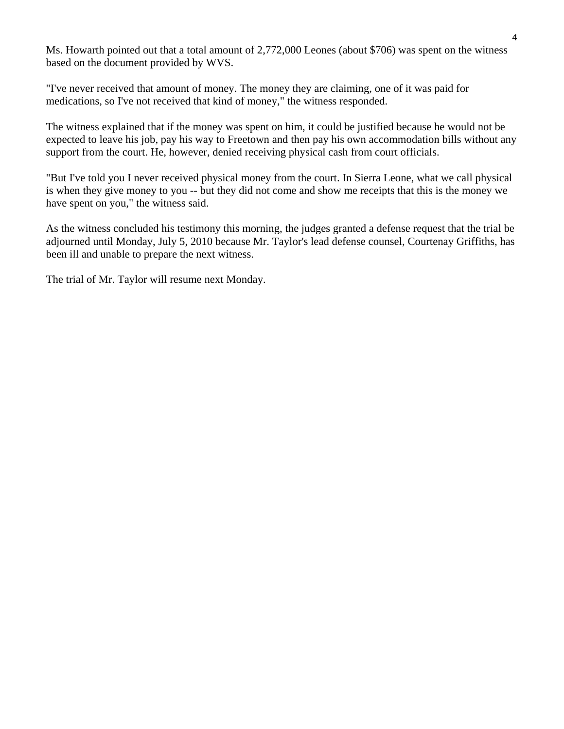Ms. Howarth pointed out that a total amount of 2,772,000 Leones (about $706) was spent on the witness based on the document provided by WVS.

"I've never received that amount of money. The money they are claiming, one of it was paid for medications, so I've not received that kind of money," the witness responded.

The witness explained that if the money was spent on him, it could be justified because he would not be expected to leave his job, pay his way to Freetown and then pay his own accommodation bills without any support from the court. He, however, denied receiving physical cash from court officials.

"But I've told you I never received physical money from the court. In Sierra Leone, what we call physical is when they give money to you -- but they did not come and show me receipts that this is the money we have spent on you," the witness said.

As the witness concluded his testimony this morning, the judges granted a defense request that the trial be adjourned until Monday, July 5, 2010 because Mr. Taylor's lead defense counsel, Courtenay Griffiths, has been ill and unable to prepare the next witness.

The trial of Mr. Taylor will resume next Monday.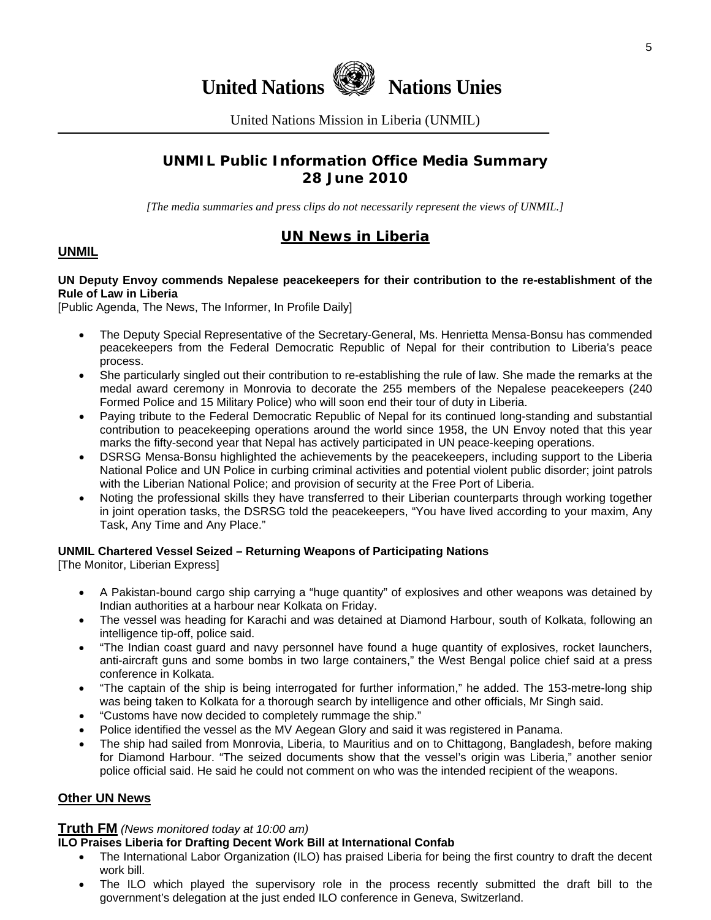# United Nations Nations Unies

United Nations Mission in Liberia (UNMIL)

## UNMIL Public Information Office Media Summary 28 June 2010

*[The media summaries and press clips do not necessarily represent the views of UNMIL.]*

## UN News in Liberia

### UNMIL

**UN Deputy Envoy commends Nepalese peacekeepers for their contribution to the re-establishment of the Rule of Law in Liberia**
[Public Agenda, The News, The Informer, In Profile Daily]

- The Deputy Special Representative of the Secretary-General, Ms. Henrietta Mensa-Bonsu has commended peacekeepers from the Federal Democratic Republic of Nepal for their contribution to Liberia's peace process.
- She particularly singled out their contribution to re-establishing the rule of law. She made the remarks at the medal award ceremony in Monrovia to decorate the 255 members of the Nepalese peacekeepers (240 Formed Police and 15 Military Police) who will soon end their tour of duty in Liberia.
- Paying tribute to the Federal Democratic Republic of Nepal for its continued long-standing and substantial contribution to peacekeeping operations around the world since 1958, the UN Envoy noted that this year marks the fifty-second year that Nepal has actively participated in UN peace-keeping operations.
- DSRSG Mensa-Bonsu highlighted the achievements by the peacekeepers, including support to the Liberia National Police and UN Police in curbing criminal activities and potential violent public disorder; joint patrols with the Liberian National Police; and provision of security at the Free Port of Liberia.
- Noting the professional skills they have transferred to their Liberian counterparts through working together in joint operation tasks, the DSRSG told the peacekeepers, "You have lived according to your maxim, Any Task, Any Time and Any Place."

**UNMIL Chartered Vessel Seized – Returning Weapons of Participating Nations**
[The Monitor, Liberian Express]

- A Pakistan-bound cargo ship carrying a "huge quantity" of explosives and other weapons was detained by Indian authorities at a harbour near Kolkata on Friday.
- The vessel was heading for Karachi and was detained at Diamond Harbour, south of Kolkata, following an intelligence tip-off, police said.
- "The Indian coast guard and navy personnel have found a huge quantity of explosives, rocket launchers, anti-aircraft guns and some bombs in two large containers," the West Bengal police chief said at a press conference in Kolkata.
- "The captain of the ship is being interrogated for further information," he added. The 153-metre-long ship was being taken to Kolkata for a thorough search by intelligence and other officials, Mr Singh said.
- "Customs have now decided to completely rummage the ship."
- Police identified the vessel as the MV Aegean Glory and said it was registered in Panama.
- The ship had sailed from Monrovia, Liberia, to Mauritius and on to Chittagong, Bangladesh, before making for Diamond Harbour. "The seized documents show that the vessel's origin was Liberia," another senior police official said. He said he could not comment on who was the intended recipient of the weapons.

### Other UN News

**Truth FM** *(News monitored today at 10:00 am)*

**ILO Praises Liberia for Drafting Decent Work Bill at International Confab**

- The International Labor Organization (ILO) has praised Liberia for being the first country to draft the decent work bill.
- The ILO which played the supervisory role in the process recently submitted the draft bill to the government's delegation at the just ended ILO conference in Geneva, Switzerland.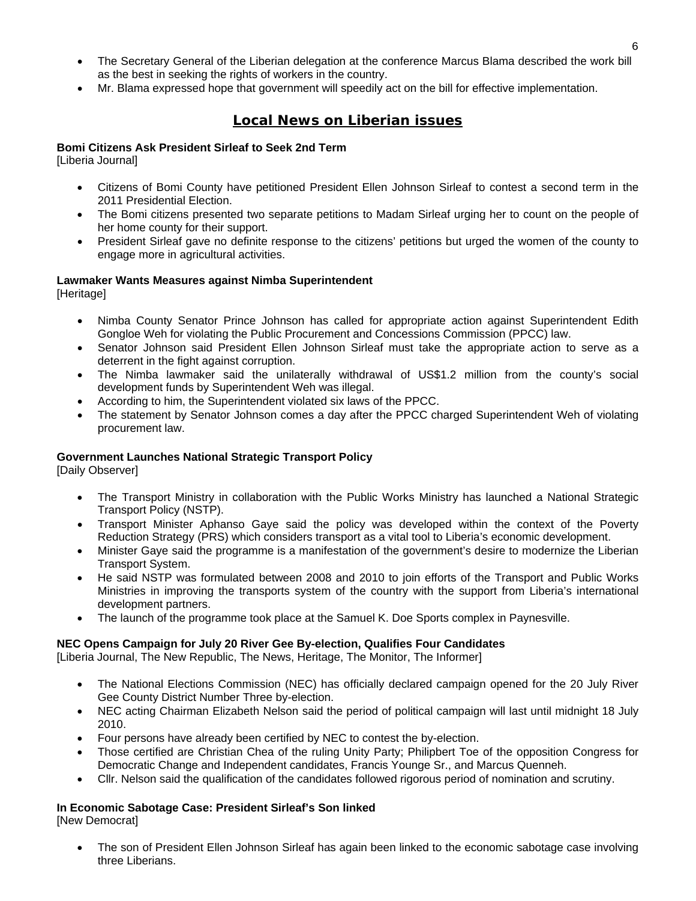- The Secretary General of the Liberian delegation at the conference Marcus Blama described the work bill as the best in seeking the rights of workers in the country.
- Mr. Blama expressed hope that government will speedily act on the bill for effective implementation.

## Local News on Liberian issues

**Bomi Citizens Ask President Sirleaf to Seek 2nd Term**
[Liberia Journal]

- Citizens of Bomi County have petitioned President Ellen Johnson Sirleaf to contest a second term in the 2011 Presidential Election.
- The Bomi citizens presented two separate petitions to Madam Sirleaf urging her to count on the people of her home county for their support.
- President Sirleaf gave no definite response to the citizens' petitions but urged the women of the county to engage more in agricultural activities.

**Lawmaker Wants Measures against Nimba Superintendent**
[Heritage]

- Nimba County Senator Prince Johnson has called for appropriate action against Superintendent Edith Gongloe Weh for violating the Public Procurement and Concessions Commission (PPCC) law.
- Senator Johnson said President Ellen Johnson Sirleaf must take the appropriate action to serve as a deterrent in the fight against corruption.
- The Nimba lawmaker said the unilaterally withdrawal of US$1.2 million from the county's social development funds by Superintendent Weh was illegal.
- According to him, the Superintendent violated six laws of the PPCC.
- The statement by Senator Johnson comes a day after the PPCC charged Superintendent Weh of violating procurement law.

**Government Launches National Strategic Transport Policy**
[Daily Observer]

- The Transport Ministry in collaboration with the Public Works Ministry has launched a National Strategic Transport Policy (NSTP).
- Transport Minister Aphanso Gaye said the policy was developed within the context of the Poverty Reduction Strategy (PRS) which considers transport as a vital tool to Liberia's economic development.
- Minister Gaye said the programme is a manifestation of the government's desire to modernize the Liberian Transport System.
- He said NSTP was formulated between 2008 and 2010 to join efforts of the Transport and Public Works Ministries in improving the transports system of the country with the support from Liberia's international development partners.
- The launch of the programme took place at the Samuel K. Doe Sports complex in Paynesville.

**NEC Opens Campaign for July 20 River Gee By-election, Qualifies Four Candidates**
[Liberia Journal, The New Republic, The News, Heritage, The Monitor, The Informer]

- The National Elections Commission (NEC) has officially declared campaign opened for the 20 July River Gee County District Number Three by-election.
- NEC acting Chairman Elizabeth Nelson said the period of political campaign will last until midnight 18 July 2010.
- Four persons have already been certified by NEC to contest the by-election.
- Those certified are Christian Chea of the ruling Unity Party; Philipbert Toe of the opposition Congress for Democratic Change and Independent candidates, Francis Younge Sr., and Marcus Quenneh.
- Cllr. Nelson said the qualification of the candidates followed rigorous period of nomination and scrutiny.

**In Economic Sabotage Case: President Sirleaf's Son linked**
[New Democrat]

- The son of President Ellen Johnson Sirleaf has again been linked to the economic sabotage case involving three Liberians.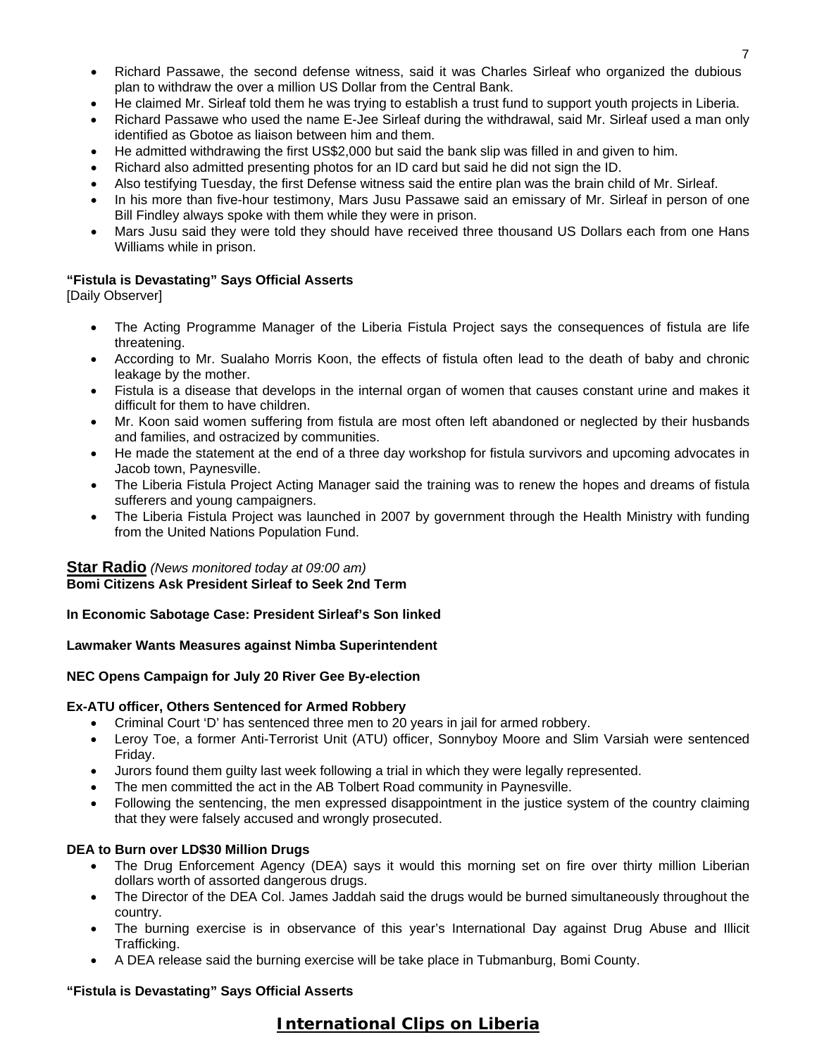- Richard Passawe, the second defense witness, said it was Charles Sirleaf who organized the dubious plan to withdraw the over a million US Dollar from the Central Bank.
- He claimed Mr. Sirleaf told them he was trying to establish a trust fund to support youth projects in Liberia.
- Richard Passawe who used the name E-Jee Sirleaf during the withdrawal, said Mr. Sirleaf used a man only identified as Gbotoe as liaison between him and them.
- He admitted withdrawing the first US$2,000 but said the bank slip was filled in and given to him.
- Richard also admitted presenting photos for an ID card but said he did not sign the ID.
- Also testifying Tuesday, the first Defense witness said the entire plan was the brain child of Mr. Sirleaf.
- In his more than five-hour testimony, Mars Jusu Passawe said an emissary of Mr. Sirleaf in person of one Bill Findley always spoke with them while they were in prison.
- Mars Jusu said they were told they should have received three thousand US Dollars each from one Hans Williams while in prison.

**"Fistula is Devastating" Says Official Asserts**
[Daily Observer]

- The Acting Programme Manager of the Liberia Fistula Project says the consequences of fistula are life threatening.
- According to Mr. Sualaho Morris Koon, the effects of fistula often lead to the death of baby and chronic leakage by the mother.
- Fistula is a disease that develops in the internal organ of women that causes constant urine and makes it difficult for them to have children.
- Mr. Koon said women suffering from fistula are most often left abandoned or neglected by their husbands and families, and ostracized by communities.
- He made the statement at the end of a three day workshop for fistula survivors and upcoming advocates in Jacob town, Paynesville.
- The Liberia Fistula Project Acting Manager said the training was to renew the hopes and dreams of fistula sufferers and young campaigners.
- The Liberia Fistula Project was launched in 2007 by government through the Health Ministry with funding from the United Nations Population Fund.

## Star Radio *(News monitored today at 09:00 am)*

**Bomi Citizens Ask President Sirleaf to Seek 2nd Term**

**In Economic Sabotage Case: President Sirleaf's Son linked**

**Lawmaker Wants Measures against Nimba Superintendent**

**NEC Opens Campaign for July 20 River Gee By-election**

**Ex-ATU officer, Others Sentenced for Armed Robbery**

- Criminal Court 'D' has sentenced three men to 20 years in jail for armed robbery.
- Leroy Toe, a former Anti-Terrorist Unit (ATU) officer, Sonnyboy Moore and Slim Varsiah were sentenced Friday.
- Jurors found them guilty last week following a trial in which they were legally represented.
- The men committed the act in the AB Tolbert Road community in Paynesville.
- Following the sentencing, the men expressed disappointment in the justice system of the country claiming that they were falsely accused and wrongly prosecuted.

**DEA to Burn over LD$30 Million Drugs**

- The Drug Enforcement Agency (DEA) says it would this morning set on fire over thirty million Liberian dollars worth of assorted dangerous drugs.
- The Director of the DEA Col. James Jaddah said the drugs would be burned simultaneously throughout the country.
- The burning exercise is in observance of this year's International Day against Drug Abuse and Illicit Trafficking.
- A DEA release said the burning exercise will be take place in Tubmanburg, Bomi County.

**"Fistula is Devastating" Says Official Asserts**

## International Clips on Liberia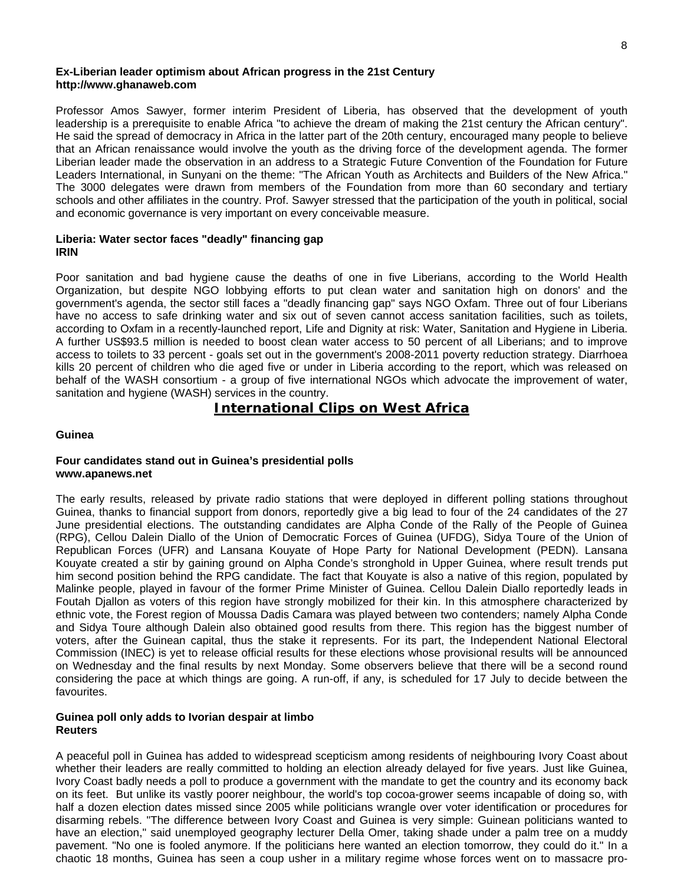**Ex-Liberian leader optimism about African progress in the 21st Century**
**http://www.ghanaweb.com**

Professor Amos Sawyer, former interim President of Liberia, has observed that the development of youth leadership is a prerequisite to enable Africa "to achieve the dream of making the 21st century the African century". He said the spread of democracy in Africa in the latter part of the 20th century, encouraged many people to believe that an African renaissance would involve the youth as the driving force of the development agenda. The former Liberian leader made the observation in an address to a Strategic Future Convention of the Foundation for Future Leaders International, in Sunyani on the theme: "The African Youth as Architects and Builders of the New Africa." The 3000 delegates were drawn from members of the Foundation from more than 60 secondary and tertiary schools and other affiliates in the country. Prof. Sawyer stressed that the participation of the youth in political, social and economic governance is very important on every conceivable measure.

**Liberia: Water sector faces "deadly" financing gap**
**IRIN**

Poor sanitation and bad hygiene cause the deaths of one in five Liberians, according to the World Health Organization, but despite NGO lobbying efforts to put clean water and sanitation high on donors' and the government's agenda, the sector still faces a "deadly financing gap" says NGO Oxfam. Three out of four Liberians have no access to safe drinking water and six out of seven cannot access sanitation facilities, such as toilets, according to Oxfam in a recently-launched report, Life and Dignity at risk: Water, Sanitation and Hygiene in Liberia. A further US$93.5 million is needed to boost clean water access to 50 percent of all Liberians; and to improve access to toilets to 33 percent - goals set out in the government's 2008-2011 poverty reduction strategy. Diarrhoea kills 20 percent of children who die aged five or under in Liberia according to the report, which was released on behalf of the WASH consortium - a group of five international NGOs which advocate the improvement of water, sanitation and hygiene (WASH) services in the country.

## International Clips on West Africa

### Guinea

**Four candidates stand out in Guinea's presidential polls**
**www.apanews.net**

The early results, released by private radio stations that were deployed in different polling stations throughout Guinea, thanks to financial support from donors, reportedly give a big lead to four of the 24 candidates of the 27 June presidential elections. The outstanding candidates are Alpha Conde of the Rally of the People of Guinea (RPG), Cellou Dalein Diallo of the Union of Democratic Forces of Guinea (UFDG), Sidya Toure of the Union of Republican Forces (UFR) and Lansana Kouyate of Hope Party for National Development (PEDN). Lansana Kouyate created a stir by gaining ground on Alpha Conde's stronghold in Upper Guinea, where result trends put him second position behind the RPG candidate. The fact that Kouyate is also a native of this region, populated by Malinke people, played in favour of the former Prime Minister of Guinea. Cellou Dalein Diallo reportedly leads in Foutah Djallon as voters of this region have strongly mobilized for their kin. In this atmosphere characterized by ethnic vote, the Forest region of Moussa Dadis Camara was played between two contenders; namely Alpha Conde and Sidya Toure although Dalein also obtained good results from there. This region has the biggest number of voters, after the Guinean capital, thus the stake it represents. For its part, the Independent National Electoral Commission (INEC) is yet to release official results for these elections whose provisional results will be announced on Wednesday and the final results by next Monday. Some observers believe that there will be a second round considering the pace at which things are going. A run-off, if any, is scheduled for 17 July to decide between the favourites.

**Guinea poll only adds to Ivorian despair at limbo**
**Reuters**

A peaceful poll in Guinea has added to widespread scepticism among residents of neighbouring Ivory Coast about whether their leaders are really committed to holding an election already delayed for five years. Just like Guinea, Ivory Coast badly needs a poll to produce a government with the mandate to get the country and its economy back on its feet. But unlike its vastly poorer neighbour, the world's top cocoa-grower seems incapable of doing so, with half a dozen election dates missed since 2005 while politicians wrangle over voter identification or procedures for disarming rebels. "The difference between Ivory Coast and Guinea is very simple: Guinean politicians wanted to have an election," said unemployed geography lecturer Della Omer, taking shade under a palm tree on a muddy pavement. "No one is fooled anymore. If the politicians here wanted an election tomorrow, they could do it." In a chaotic 18 months, Guinea has seen a coup usher in a military regime whose forces went on to massacre pro-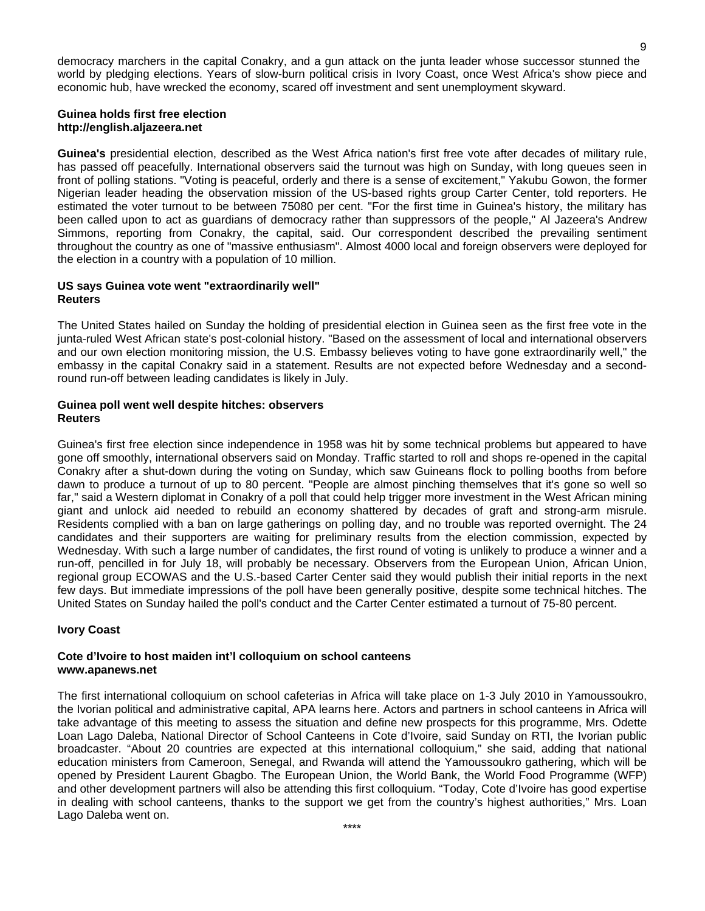democracy marchers in the capital Conakry, and a gun attack on the junta leader whose successor stunned the world by pledging elections. Years of slow-burn political crisis in Ivory Coast, once West Africa's show piece and economic hub, have wrecked the economy, scared off investment and sent unemployment skyward.

**Guinea holds first free election**
**http://english.aljazeera.net**

**Guinea's** presidential election, described as the West Africa nation's first free vote after decades of military rule, has passed off peacefully. International observers said the turnout was high on Sunday, with long queues seen in front of polling stations. "Voting is peaceful, orderly and there is a sense of excitement," Yakubu Gowon, the former Nigerian leader heading the observation mission of the US-based rights group Carter Center, told reporters. He estimated the voter turnout to be between 75080 per cent. "For the first time in Guinea's history, the military has been called upon to act as guardians of democracy rather than suppressors of the people," Al Jazeera's Andrew Simmons, reporting from Conakry, the capital, said. Our correspondent described the prevailing sentiment throughout the country as one of "massive enthusiasm". Almost 4000 local and foreign observers were deployed for the election in a country with a population of 10 million.

**US says Guinea vote went "extraordinarily well"**
**Reuters**

The United States hailed on Sunday the holding of presidential election in Guinea seen as the first free vote in the junta-ruled West African state's post-colonial history. "Based on the assessment of local and international observers and our own election monitoring mission, the U.S. Embassy believes voting to have gone extraordinarily well," the embassy in the capital Conakry said in a statement. Results are not expected before Wednesday and a second-round run-off between leading candidates is likely in July.

**Guinea poll went well despite hitches: observers**
**Reuters**

Guinea's first free election since independence in 1958 was hit by some technical problems but appeared to have gone off smoothly, international observers said on Monday. Traffic started to roll and shops re-opened in the capital Conakry after a shut-down during the voting on Sunday, which saw Guineans flock to polling booths from before dawn to produce a turnout of up to 80 percent. "People are almost pinching themselves that it's gone so well so far," said a Western diplomat in Conakry of a poll that could help trigger more investment in the West African mining giant and unlock aid needed to rebuild an economy shattered by decades of graft and strong-arm misrule. Residents complied with a ban on large gatherings on polling day, and no trouble was reported overnight. The 24 candidates and their supporters are waiting for preliminary results from the election commission, expected by Wednesday. With such a large number of candidates, the first round of voting is unlikely to produce a winner and a run-off, pencilled in for July 18, will probably be necessary. Observers from the European Union, African Union, regional group ECOWAS and the U.S.-based Carter Center said they would publish their initial reports in the next few days. But immediate impressions of the poll have been generally positive, despite some technical hitches. The United States on Sunday hailed the poll's conduct and the Carter Center estimated a turnout of 75-80 percent.

**Ivory Coast**

**Cote d'Ivoire to host maiden int'l colloquium on school canteens**
**www.apanews.net**

The first international colloquium on school cafeterias in Africa will take place on 1-3 July 2010 in Yamoussoukro, the Ivorian political and administrative capital, APA learns here. Actors and partners in school canteens in Africa will take advantage of this meeting to assess the situation and define new prospects for this programme, Mrs. Odette Loan Lago Daleba, National Director of School Canteens in Cote d'Ivoire, said Sunday on RTI, the Ivorian public broadcaster. "About 20 countries are expected at this international colloquium," she said, adding that national education ministers from Cameroon, Senegal, and Rwanda will attend the Yamoussoukro gathering, which will be opened by President Laurent Gbagbo. The European Union, the World Bank, the World Food Programme (WFP) and other development partners will also be attending this first colloquium. "Today, Cote d'Ivoire has good expertise in dealing with school canteens, thanks to the support we get from the country's highest authorities," Mrs. Loan Lago Daleba went on.

****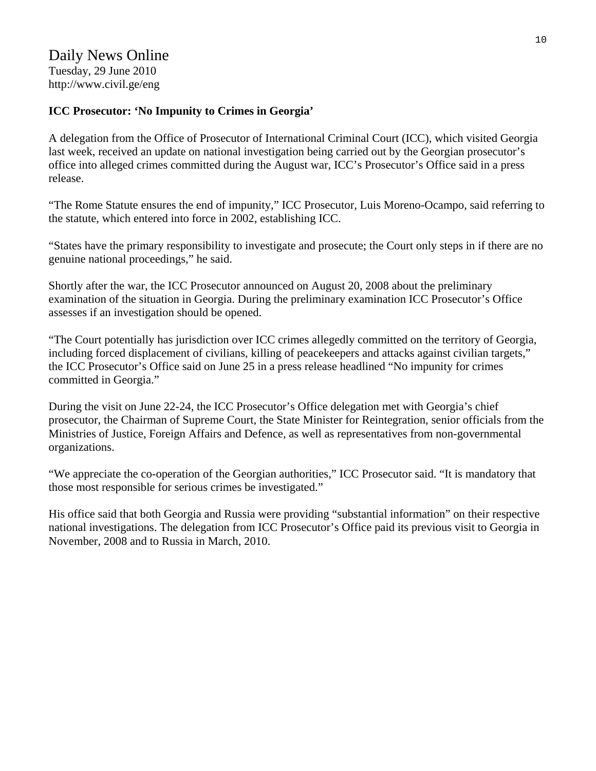# Daily News Online

Tuesday, 29 June 2010
http://www.civil.ge/eng

**ICC Prosecutor: 'No Impunity to Crimes in Georgia'**

A delegation from the Office of Prosecutor of International Criminal Court (ICC), which visited Georgia last week, received an update on national investigation being carried out by the Georgian prosecutor's office into alleged crimes committed during the August war, ICC's Prosecutor's Office said in a press release.

"The Rome Statute ensures the end of impunity," ICC Prosecutor, Luis Moreno-Ocampo, said referring to the statute, which entered into force in 2002, establishing ICC.

"States have the primary responsibility to investigate and prosecute; the Court only steps in if there are no genuine national proceedings," he said.

Shortly after the war, the ICC Prosecutor announced on August 20, 2008 about the preliminary examination of the situation in Georgia. During the preliminary examination ICC Prosecutor's Office assesses if an investigation should be opened.

"The Court potentially has jurisdiction over ICC crimes allegedly committed on the territory of Georgia, including forced displacement of civilians, killing of peacekeepers and attacks against civilian targets," the ICC Prosecutor's Office said on June 25 in a press release headlined "No impunity for crimes committed in Georgia."

During the visit on June 22-24, the ICC Prosecutor's Office delegation met with Georgia's chief prosecutor, the Chairman of Supreme Court, the State Minister for Reintegration, senior officials from the Ministries of Justice, Foreign Affairs and Defence, as well as representatives from non-governmental organizations.

"We appreciate the co-operation of the Georgian authorities," ICC Prosecutor said. "It is mandatory that those most responsible for serious crimes be investigated."

His office said that both Georgia and Russia were providing "substantial information" on their respective national investigations. The delegation from ICC Prosecutor's Office paid its previous visit to Georgia in November, 2008 and to Russia in March, 2010.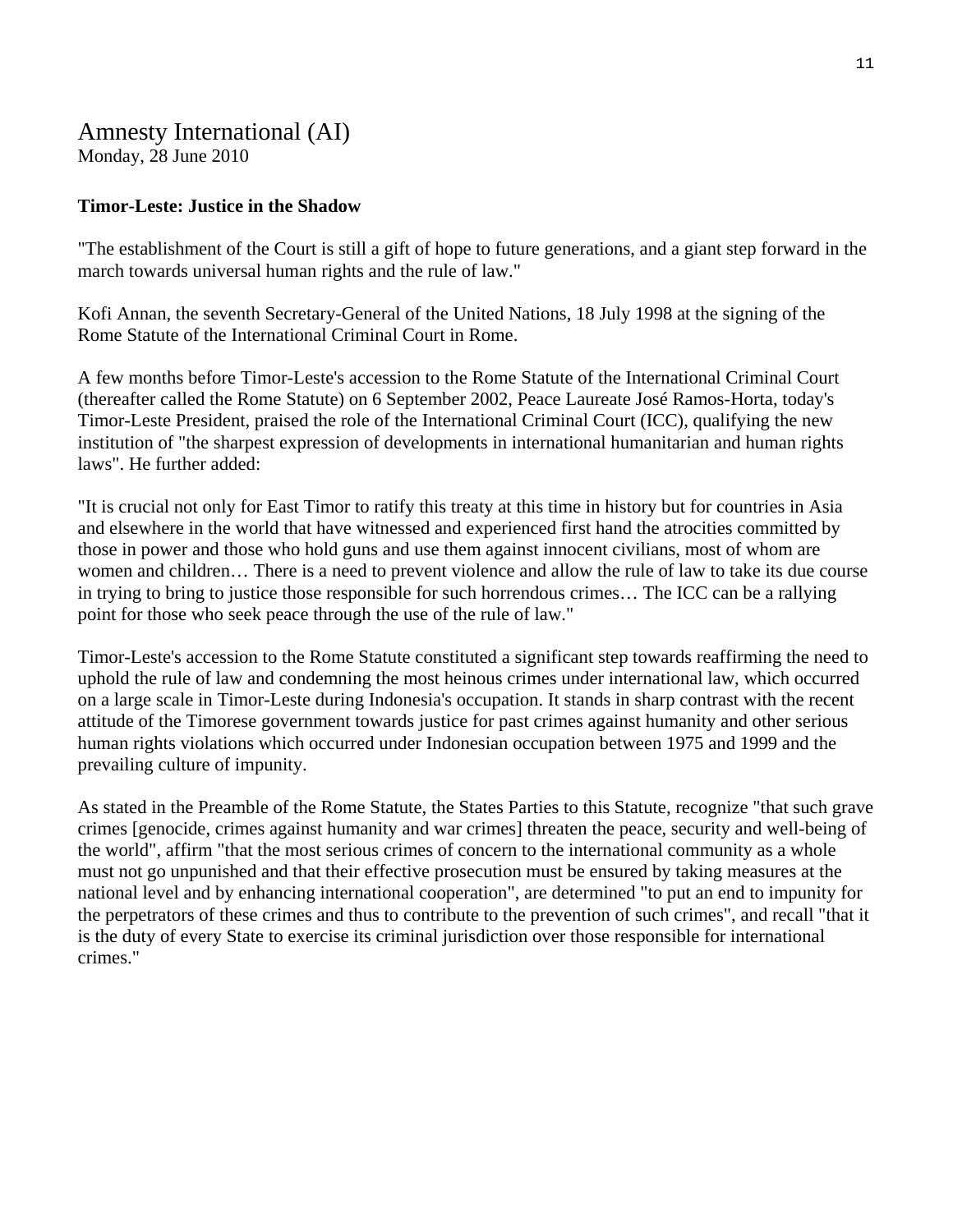# Amnesty International (AI)

Monday, 28 June 2010

**Timor-Leste: Justice in the Shadow**

"The establishment of the Court is still a gift of hope to future generations, and a giant step forward in the march towards universal human rights and the rule of law."

Kofi Annan, the seventh Secretary-General of the United Nations, 18 July 1998 at the signing of the Rome Statute of the International Criminal Court in Rome.

A few months before Timor-Leste's accession to the Rome Statute of the International Criminal Court (thereafter called the Rome Statute) on 6 September 2002, Peace Laureate José Ramos-Horta, today's Timor-Leste President, praised the role of the International Criminal Court (ICC), qualifying the new institution of "the sharpest expression of developments in international humanitarian and human rights laws". He further added:

"It is crucial not only for East Timor to ratify this treaty at this time in history but for countries in Asia and elsewhere in the world that have witnessed and experienced first hand the atrocities committed by those in power and those who hold guns and use them against innocent civilians, most of whom are women and children… There is a need to prevent violence and allow the rule of law to take its due course in trying to bring to justice those responsible for such horrendous crimes… The ICC can be a rallying point for those who seek peace through the use of the rule of law."

Timor-Leste's accession to the Rome Statute constituted a significant step towards reaffirming the need to uphold the rule of law and condemning the most heinous crimes under international law, which occurred on a large scale in Timor-Leste during Indonesia's occupation. It stands in sharp contrast with the recent attitude of the Timorese government towards justice for past crimes against humanity and other serious human rights violations which occurred under Indonesian occupation between 1975 and 1999 and the prevailing culture of impunity.

As stated in the Preamble of the Rome Statute, the States Parties to this Statute, recognize "that such grave crimes [genocide, crimes against humanity and war crimes] threaten the peace, security and well-being of the world", affirm "that the most serious crimes of concern to the international community as a whole must not go unpunished and that their effective prosecution must be ensured by taking measures at the national level and by enhancing international cooperation", are determined "to put an end to impunity for the perpetrators of these crimes and thus to contribute to the prevention of such crimes", and recall "that it is the duty of every State to exercise its criminal jurisdiction over those responsible for international crimes."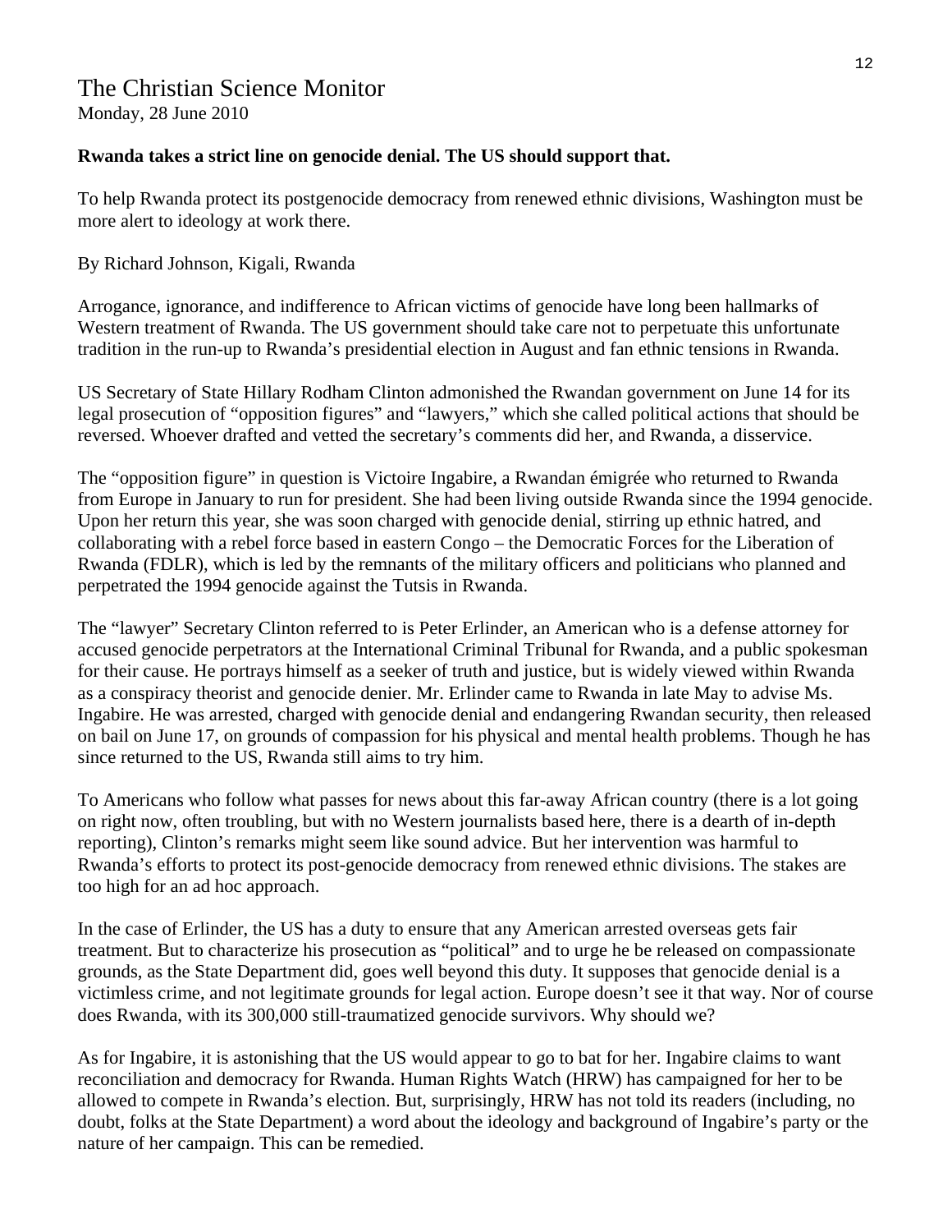# The Christian Science Monitor

Monday, 28 June 2010

**Rwanda takes a strict line on genocide denial. The US should support that.**

To help Rwanda protect its postgenocide democracy from renewed ethnic divisions, Washington must be more alert to ideology at work there.

By Richard Johnson, Kigali, Rwanda

Arrogance, ignorance, and indifference to African victims of genocide have long been hallmarks of Western treatment of Rwanda. The US government should take care not to perpetuate this unfortunate tradition in the run-up to Rwanda's presidential election in August and fan ethnic tensions in Rwanda.

US Secretary of State Hillary Rodham Clinton admonished the Rwandan government on June 14 for its legal prosecution of "opposition figures" and "lawyers," which she called political actions that should be reversed. Whoever drafted and vetted the secretary's comments did her, and Rwanda, a disservice.

The "opposition figure" in question is Victoire Ingabire, a Rwandan émigrée who returned to Rwanda from Europe in January to run for president. She had been living outside Rwanda since the 1994 genocide. Upon her return this year, she was soon charged with genocide denial, stirring up ethnic hatred, and collaborating with a rebel force based in eastern Congo – the Democratic Forces for the Liberation of Rwanda (FDLR), which is led by the remnants of the military officers and politicians who planned and perpetrated the 1994 genocide against the Tutsis in Rwanda.

The "lawyer" Secretary Clinton referred to is Peter Erlinder, an American who is a defense attorney for accused genocide perpetrators at the International Criminal Tribunal for Rwanda, and a public spokesman for their cause. He portrays himself as a seeker of truth and justice, but is widely viewed within Rwanda as a conspiracy theorist and genocide denier. Mr. Erlinder came to Rwanda in late May to advise Ms. Ingabire. He was arrested, charged with genocide denial and endangering Rwandan security, then released on bail on June 17, on grounds of compassion for his physical and mental health problems. Though he has since returned to the US, Rwanda still aims to try him.

To Americans who follow what passes for news about this far-away African country (there is a lot going on right now, often troubling, but with no Western journalists based here, there is a dearth of in-depth reporting), Clinton's remarks might seem like sound advice. But her intervention was harmful to Rwanda's efforts to protect its post-genocide democracy from renewed ethnic divisions. The stakes are too high for an ad hoc approach.

In the case of Erlinder, the US has a duty to ensure that any American arrested overseas gets fair treatment. But to characterize his prosecution as "political" and to urge he be released on compassionate grounds, as the State Department did, goes well beyond this duty. It supposes that genocide denial is a victimless crime, and not legitimate grounds for legal action. Europe doesn't see it that way. Nor of course does Rwanda, with its 300,000 still-traumatized genocide survivors. Why should we?

As for Ingabire, it is astonishing that the US would appear to go to bat for her. Ingabire claims to want reconciliation and democracy for Rwanda. Human Rights Watch (HRW) has campaigned for her to be allowed to compete in Rwanda's election. But, surprisingly, HRW has not told its readers (including, no doubt, folks at the State Department) a word about the ideology and background of Ingabire's party or the nature of her campaign. This can be remedied.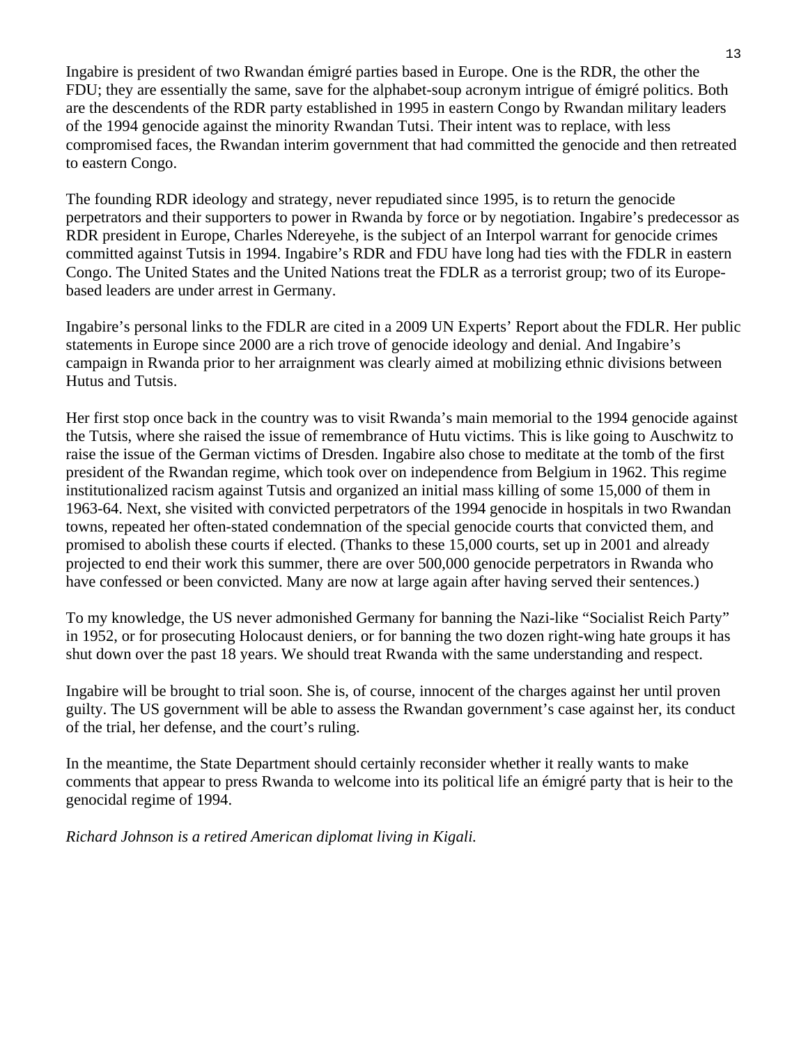Ingabire is president of two Rwandan émigré parties based in Europe. One is the RDR, the other the FDU; they are essentially the same, save for the alphabet-soup acronym intrigue of émigré politics. Both are the descendents of the RDR party established in 1995 in eastern Congo by Rwandan military leaders of the 1994 genocide against the minority Rwandan Tutsi. Their intent was to replace, with less compromised faces, the Rwandan interim government that had committed the genocide and then retreated to eastern Congo.

The founding RDR ideology and strategy, never repudiated since 1995, is to return the genocide perpetrators and their supporters to power in Rwanda by force or by negotiation. Ingabire's predecessor as RDR president in Europe, Charles Ndereyehe, is the subject of an Interpol warrant for genocide crimes committed against Tutsis in 1994. Ingabire's RDR and FDU have long had ties with the FDLR in eastern Congo. The United States and the United Nations treat the FDLR as a terrorist group; two of its Europe-based leaders are under arrest in Germany.

Ingabire's personal links to the FDLR are cited in a 2009 UN Experts' Report about the FDLR. Her public statements in Europe since 2000 are a rich trove of genocide ideology and denial. And Ingabire's campaign in Rwanda prior to her arraignment was clearly aimed at mobilizing ethnic divisions between Hutus and Tutsis.

Her first stop once back in the country was to visit Rwanda's main memorial to the 1994 genocide against the Tutsis, where she raised the issue of remembrance of Hutu victims. This is like going to Auschwitz to raise the issue of the German victims of Dresden. Ingabire also chose to meditate at the tomb of the first president of the Rwandan regime, which took over on independence from Belgium in 1962. This regime institutionalized racism against Tutsis and organized an initial mass killing of some 15,000 of them in 1963-64. Next, she visited with convicted perpetrators of the 1994 genocide in hospitals in two Rwandan towns, repeated her often-stated condemnation of the special genocide courts that convicted them, and promised to abolish these courts if elected. (Thanks to these 15,000 courts, set up in 2001 and already projected to end their work this summer, there are over 500,000 genocide perpetrators in Rwanda who have confessed or been convicted. Many are now at large again after having served their sentences.)

To my knowledge, the US never admonished Germany for banning the Nazi-like "Socialist Reich Party" in 1952, or for prosecuting Holocaust deniers, or for banning the two dozen right-wing hate groups it has shut down over the past 18 years. We should treat Rwanda with the same understanding and respect.

Ingabire will be brought to trial soon. She is, of course, innocent of the charges against her until proven guilty. The US government will be able to assess the Rwandan government's case against her, its conduct of the trial, her defense, and the court's ruling.

In the meantime, the State Department should certainly reconsider whether it really wants to make comments that appear to press Rwanda to welcome into its political life an émigré party that is heir to the genocidal regime of 1994.

*Richard Johnson is a retired American diplomat living in Kigali.*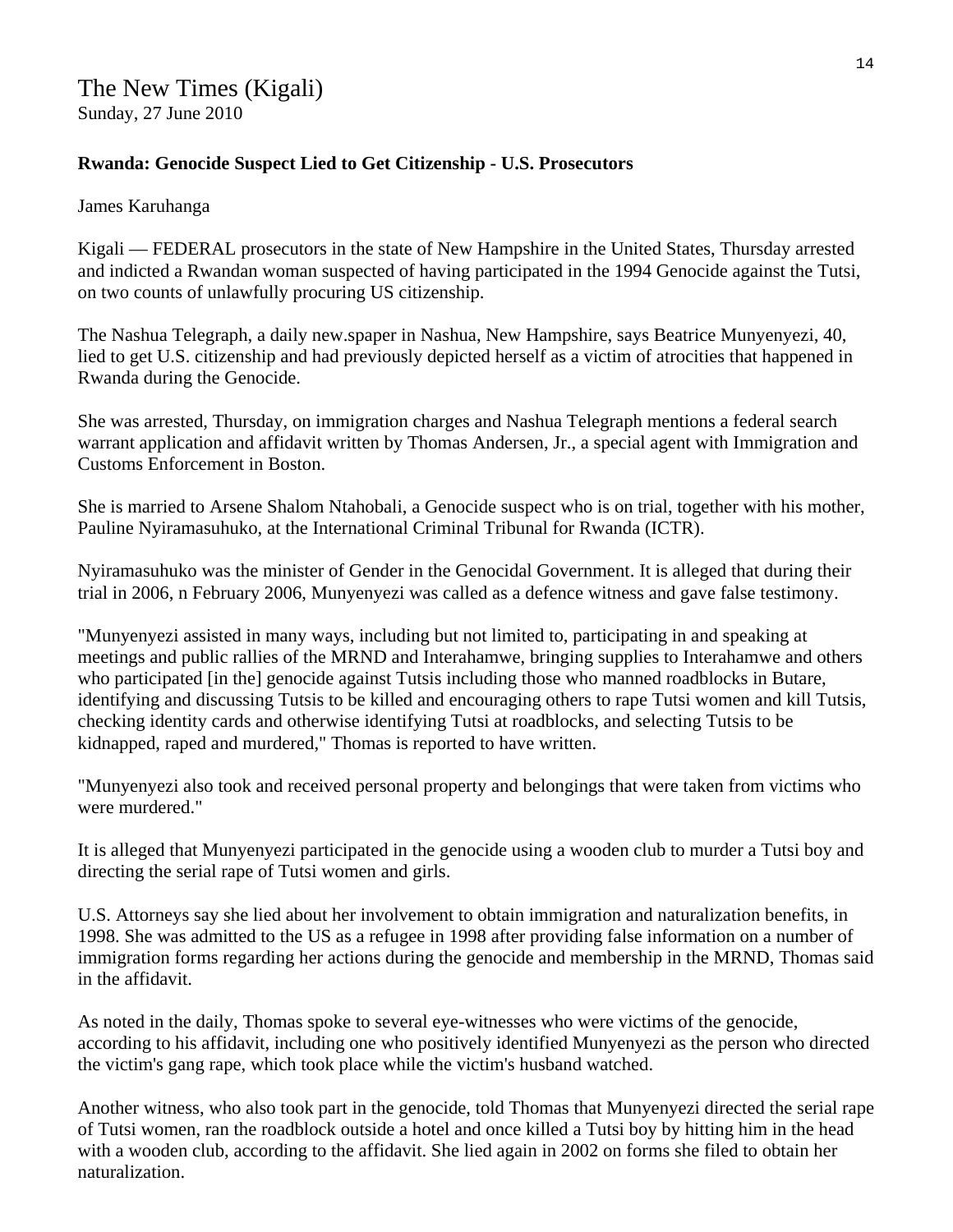The New Times (Kigali)
Sunday, 27 June 2010

**Rwanda: Genocide Suspect Lied to Get Citizenship - U.S. Prosecutors**

James Karuhanga

Kigali — FEDERAL prosecutors in the state of New Hampshire in the United States, Thursday arrested and indicted a Rwandan woman suspected of having participated in the 1994 Genocide against the Tutsi, on two counts of unlawfully procuring US citizenship.

The Nashua Telegraph, a daily new.spaper in Nashua, New Hampshire, says Beatrice Munyenyezi, 40, lied to get U.S. citizenship and had previously depicted herself as a victim of atrocities that happened in Rwanda during the Genocide.

She was arrested, Thursday, on immigration charges and Nashua Telegraph mentions a federal search warrant application and affidavit written by Thomas Andersen, Jr., a special agent with Immigration and Customs Enforcement in Boston.

She is married to Arsene Shalom Ntahobali, a Genocide suspect who is on trial, together with his mother, Pauline Nyiramasuhuko, at the International Criminal Tribunal for Rwanda (ICTR).

Nyiramasuhuko was the minister of Gender in the Genocidal Government. It is alleged that during their trial in 2006, n February 2006, Munyenyezi was called as a defence witness and gave false testimony.

"Munyenyezi assisted in many ways, including but not limited to, participating in and speaking at meetings and public rallies of the MRND and Interahamwe, bringing supplies to Interahamwe and others who participated [in the] genocide against Tutsis including those who manned roadblocks in Butare, identifying and discussing Tutsis to be killed and encouraging others to rape Tutsi women and kill Tutsis, checking identity cards and otherwise identifying Tutsi at roadblocks, and selecting Tutsis to be kidnapped, raped and murdered," Thomas is reported to have written.

"Munyenyezi also took and received personal property and belongings that were taken from victims who were murdered."

It is alleged that Munyenyezi participated in the genocide using a wooden club to murder a Tutsi boy and directing the serial rape of Tutsi women and girls.

U.S. Attorneys say she lied about her involvement to obtain immigration and naturalization benefits, in 1998. She was admitted to the US as a refugee in 1998 after providing false information on a number of immigration forms regarding her actions during the genocide and membership in the MRND, Thomas said in the affidavit.

As noted in the daily, Thomas spoke to several eye-witnesses who were victims of the genocide, according to his affidavit, including one who positively identified Munyenyezi as the person who directed the victim's gang rape, which took place while the victim's husband watched.

Another witness, who also took part in the genocide, told Thomas that Munyenyezi directed the serial rape of Tutsi women, ran the roadblock outside a hotel and once killed a Tutsi boy by hitting him in the head with a wooden club, according to the affidavit. She lied again in 2002 on forms she filed to obtain her naturalization.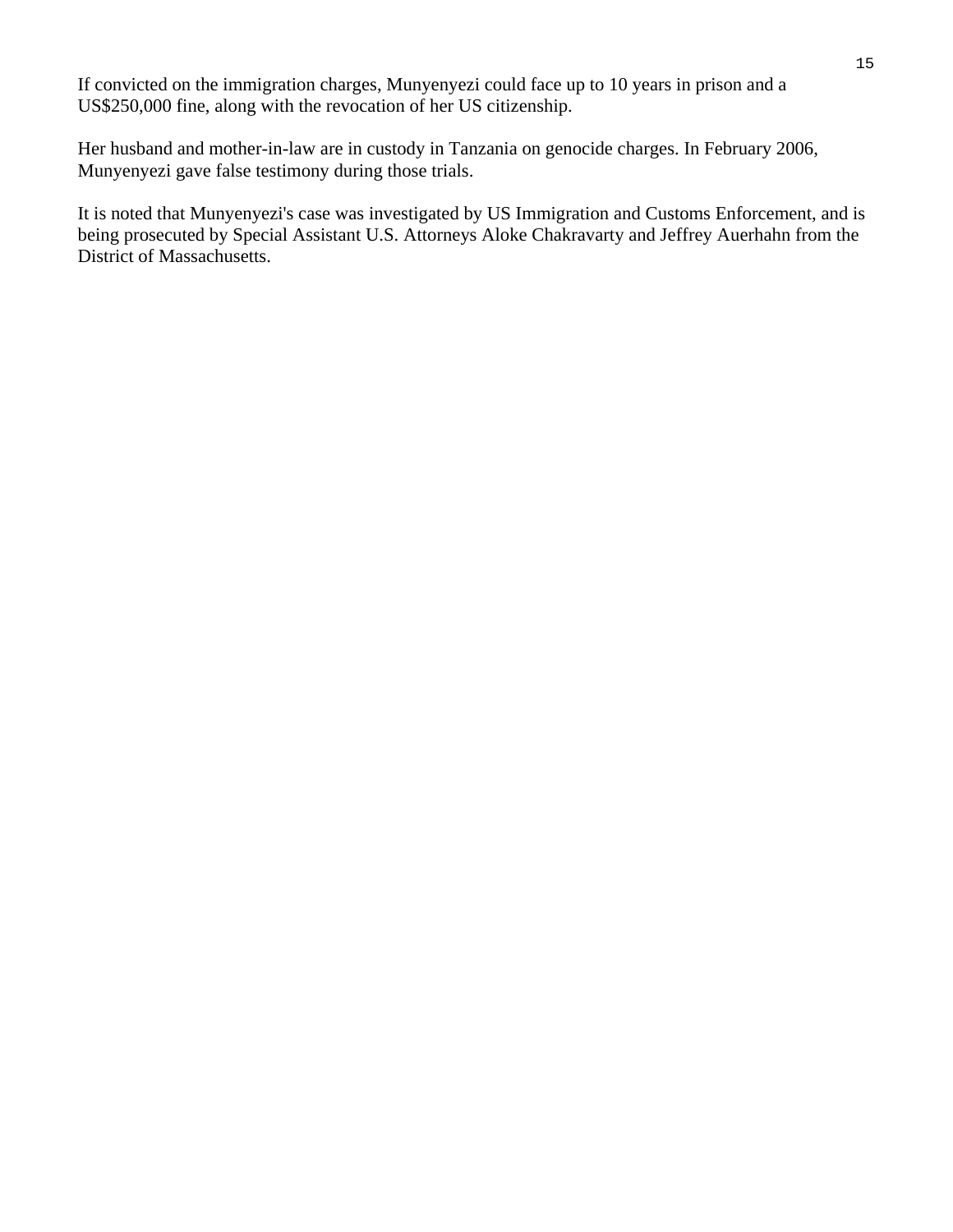If convicted on the immigration charges, Munyenyezi could face up to 10 years in prison and a US$250,000 fine, along with the revocation of her US citizenship.

Her husband and mother-in-law are in custody in Tanzania on genocide charges. In February 2006, Munyenyezi gave false testimony during those trials.

It is noted that Munyenyezi's case was investigated by US Immigration and Customs Enforcement, and is being prosecuted by Special Assistant U.S. Attorneys Aloke Chakravarty and Jeffrey Auerhahn from the District of Massachusetts.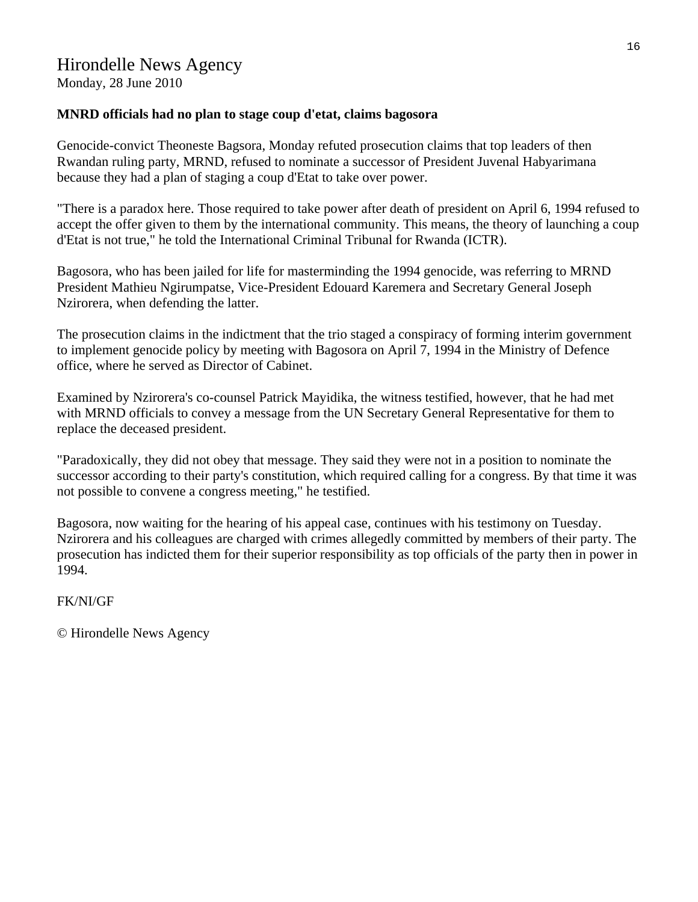# Hirondelle News Agency

Monday, 28 June 2010

**MNRD officials had no plan to stage coup d'etat, claims bagosora**

Genocide-convict Theoneste Bagsora, Monday refuted prosecution claims that top leaders of then Rwandan ruling party, MRND, refused to nominate a successor of President Juvenal Habyarimana because they had a plan of staging a coup d'Etat to take over power.

"There is a paradox here. Those required to take power after death of president on April 6, 1994 refused to accept the offer given to them by the international community. This means, the theory of launching a coup d'Etat is not true," he told the International Criminal Tribunal for Rwanda (ICTR).

Bagosora, who has been jailed for life for masterminding the 1994 genocide, was referring to MRND President Mathieu Ngirumpatse, Vice-President Edouard Karemera and Secretary General Joseph Nzirorera, when defending the latter.

The prosecution claims in the indictment that the trio staged a conspiracy of forming interim government to implement genocide policy by meeting with Bagosora on April 7, 1994 in the Ministry of Defence office, where he served as Director of Cabinet.

Examined by Nzirorera's co-counsel Patrick Mayidika, the witness testified, however, that he had met with MRND officials to convey a message from the UN Secretary General Representative for them to replace the deceased president.

"Paradoxically, they did not obey that message. They said they were not in a position to nominate the successor according to their party's constitution, which required calling for a congress. By that time it was not possible to convene a congress meeting," he testified.

Bagosora, now waiting for the hearing of his appeal case, continues with his testimony on Tuesday. Nzirorera and his colleagues are charged with crimes allegedly committed by members of their party. The prosecution has indicted them for their superior responsibility as top officials of the party then in power in 1994.

FK/NI/GF

© Hirondelle News Agency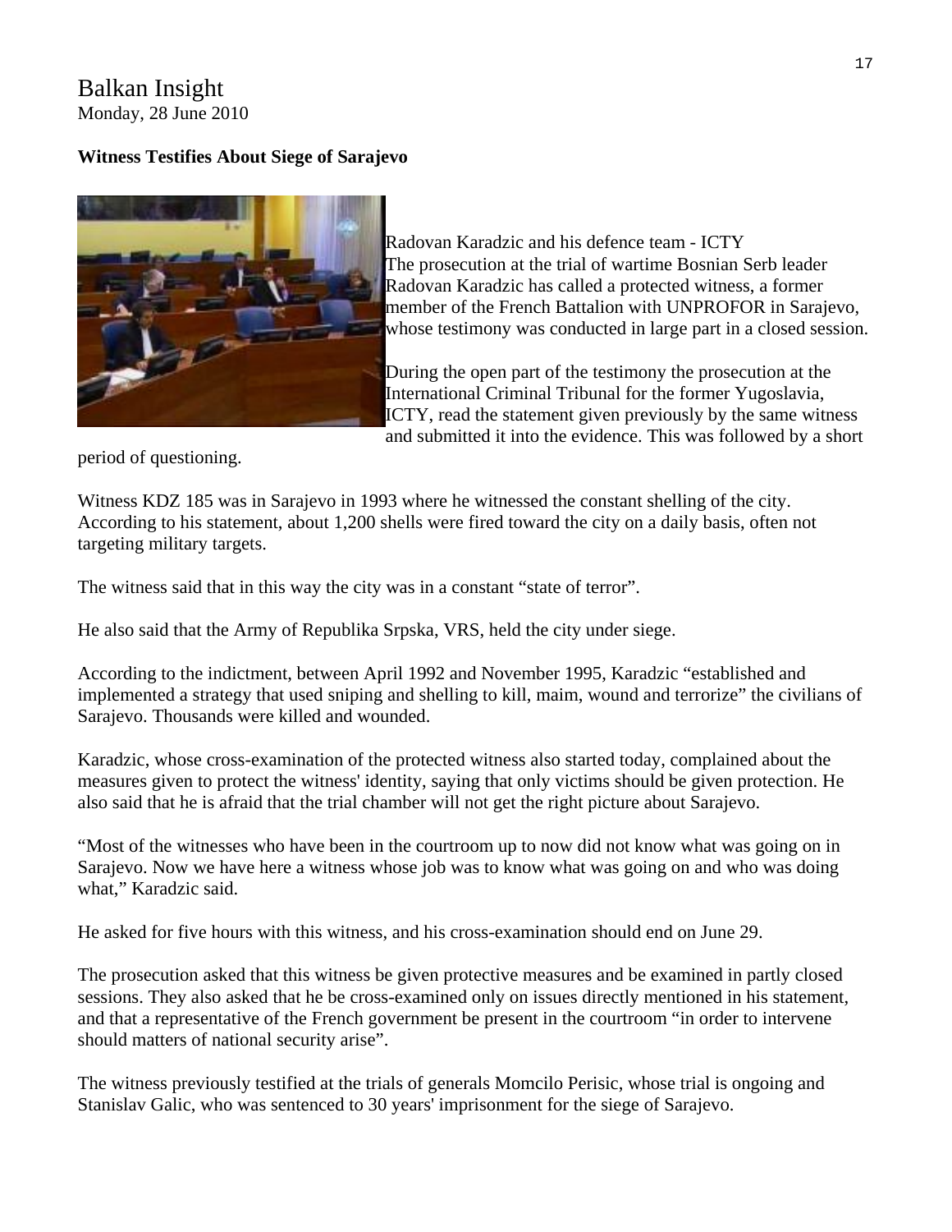Balkan Insight

Monday, 28 June 2010

**Witness Testifies About Siege of Sarajevo**

Radovan Karadzic and his defence team - ICTY

The prosecution at the trial of wartime Bosnian Serb leader Radovan Karadzic has called a protected witness, a former member of the French Battalion with UNPROFOR in Sarajevo, whose testimony was conducted in large part in a closed session.

During the open part of the testimony the prosecution at the International Criminal Tribunal for the former Yugoslavia, ICTY, read the statement given previously by the same witness and submitted it into the evidence. This was followed by a short period of questioning.

Witness KDZ 185 was in Sarajevo in 1993 where he witnessed the constant shelling of the city. According to his statement, about 1,200 shells were fired toward the city on a daily basis, often not targeting military targets.

The witness said that in this way the city was in a constant "state of terror".

He also said that the Army of Republika Srpska, VRS, held the city under siege.

According to the indictment, between April 1992 and November 1995, Karadzic "established and implemented a strategy that used sniping and shelling to kill, maim, wound and terrorize" the civilians of Sarajevo. Thousands were killed and wounded.

Karadzic, whose cross-examination of the protected witness also started today, complained about the measures given to protect the witness' identity, saying that only victims should be given protection. He also said that he is afraid that the trial chamber will not get the right picture about Sarajevo.

"Most of the witnesses who have been in the courtroom up to now did not know what was going on in Sarajevo. Now we have here a witness whose job was to know what was going on and who was doing what," Karadzic said.

He asked for five hours with this witness, and his cross-examination should end on June 29.

The prosecution asked that this witness be given protective measures and be examined in partly closed sessions. They also asked that he be cross-examined only on issues directly mentioned in his statement, and that a representative of the French government be present in the courtroom "in order to intervene should matters of national security arise".

The witness previously testified at the trials of generals Momcilo Perisic, whose trial is ongoing and Stanislav Galic, who was sentenced to 30 years' imprisonment for the siege of Sarajevo.